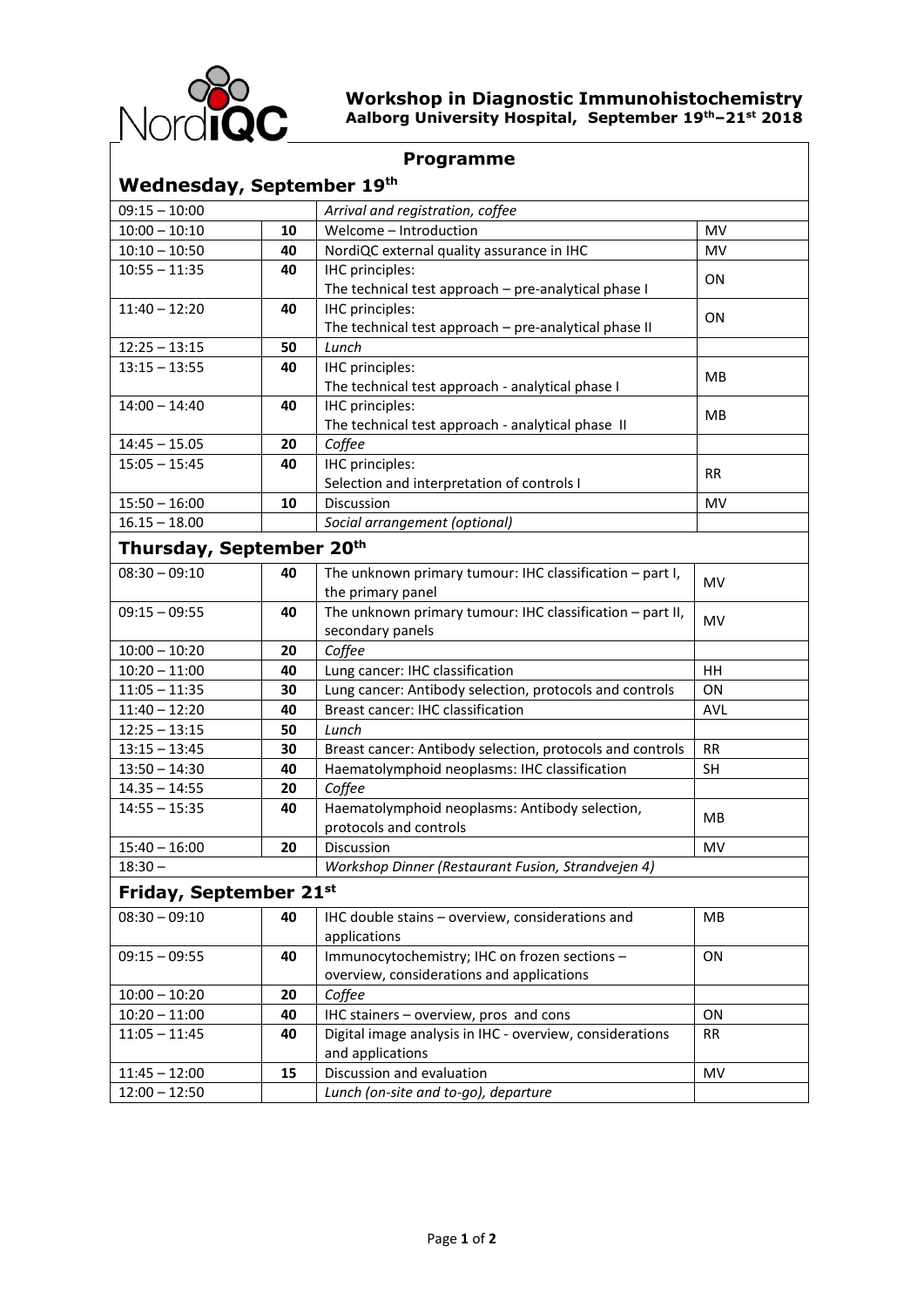# Workshop in Diagnostic Immunohistochemistry

**Aalborg University Hospital, September 19th–21st 2018**

## Programme

### Wednesday, September 19th

| Time | Min | Topic | Speaker |
|---|---|---|---|
| 09:15 – 10:00 | | *Arrival and registration, coffee* | |
| 10:00 – 10:10 | **10** | Welcome – Introduction | MV |
| 10:10 – 10:50 | **40** | NordiQC external quality assurance in IHC | MV |
| 10:55 – 11:35 | **40** | IHC principles: The technical test approach – pre-analytical phase I | ON |
| 11:40 – 12:20 | **40** | IHC principles: The technical test approach – pre-analytical phase II | ON |
| 12:25 – 13:15 | **50** | *Lunch* | |
| 13:15 – 13:55 | **40** | IHC principles: The technical test approach - analytical phase I | MB |
| 14:00 – 14:40 | **40** | IHC principles: The technical test approach - analytical phase II | MB |
| 14:45 – 15.05 | **20** | *Coffee* | |
| 15:05 – 15:45 | **40** | IHC principles: Selection and interpretation of controls I | RR |
| 15:50 – 16:00 | **10** | Discussion | MV |
| 16.15 – 18.00 | | *Social arrangement (optional)* | |

### Thursday, September 20th

| Time | Min | Topic | Speaker |
|---|---|---|---|
| 08:30 – 09:10 | **40** | The unknown primary tumour: IHC classification – part I, the primary panel | MV |
| 09:15 – 09:55 | **40** | The unknown primary tumour: IHC classification – part II, secondary panels | MV |
| 10:00 – 10:20 | **20** | *Coffee* | |
| 10:20 – 11:00 | **40** | Lung cancer: IHC classification | HH |
| 11:05 – 11:35 | **30** | Lung cancer: Antibody selection, protocols and controls | ON |
| 11:40 – 12:20 | **40** | Breast cancer: IHC classification | AVL |
| 12:25 – 13:15 | **50** | *Lunch* | |
| 13:15 – 13:45 | **30** | Breast cancer: Antibody selection, protocols and controls | RR |
| 13:50 – 14:30 | **40** | Haematolymphoid neoplasms: IHC classification | SH |
| 14.35 – 14:55 | **20** | *Coffee* | |
| 14:55 – 15:35 | **40** | Haematolymphoid neoplasms: Antibody selection, protocols and controls | MB |
| 15:40 – 16:00 | **20** | Discussion | MV |
| 18:30 – | | *Workshop Dinner (Restaurant Fusion, Strandvejen 4)* | |

### Friday, September 21st

| Time | Min | Topic | Speaker |
|---|---|---|---|
| 08:30 – 09:10 | **40** | IHC double stains – overview, considerations and applications | MB |
| 09:15 – 09:55 | **40** | Immunocytochemistry; IHC on frozen sections – overview, considerations and applications | ON |
| 10:00 – 10:20 | **20** | *Coffee* | |
| 10:20 – 11:00 | **40** | IHC stainers – overview, pros and cons | ON |
| 11:05 – 11:45 | **40** | Digital image analysis in IHC - overview, considerations and applications | RR |
| 11:45 – 12:00 | **15** | Discussion and evaluation | MV |
| 12:00 – 12:50 | | *Lunch (on-site and to-go), departure* | |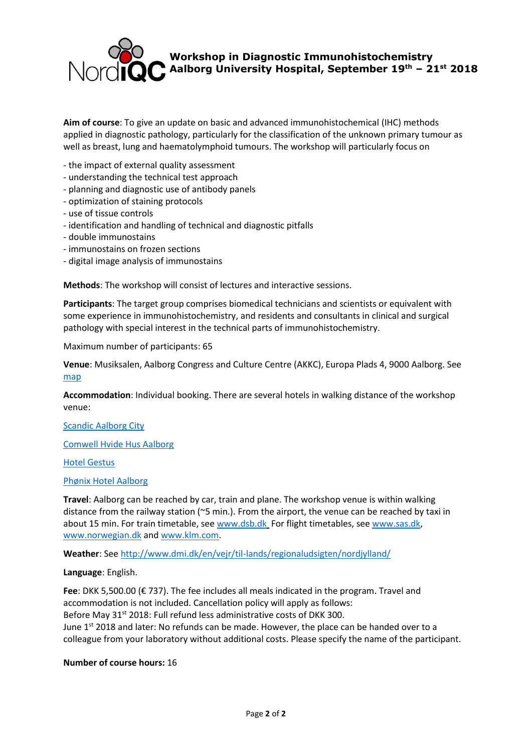# Workshop in Diagnostic Immunohistochemistry
## Aalborg University Hospital, September 19th – 21st 2018

**Aim of course**: To give an update on basic and advanced immunohistochemical (IHC) methods applied in diagnostic pathology, particularly for the classification of the unknown primary tumour as well as breast, lung and haematolymphoid tumours. The workshop will particularly focus on

- the impact of external quality assessment
- understanding the technical test approach
- planning and diagnostic use of antibody panels
- optimization of staining protocols
- use of tissue controls
- identification and handling of technical and diagnostic pitfalls
- double immunostains
- immunostains on frozen sections
- digital image analysis of immunostains

**Methods**: The workshop will consist of lectures and interactive sessions.

**Participants**: The target group comprises biomedical technicians and scientists or equivalent with some experience in immunohistochemistry, and residents and consultants in clinical and surgical pathology with special interest in the technical parts of immunohistochemistry.

Maximum number of participants: 65

**Venue**: Musiksalen, Aalborg Congress and Culture Centre (AKKC), Europa Plads 4, 9000 Aalborg. See map

**Accommodation**: Individual booking. There are several hotels in walking distance of the workshop venue:

Scandic Aalborg City

Comwell Hvide Hus Aalborg

Hotel Gestus

Phønix Hotel Aalborg

**Travel**: Aalborg can be reached by car, train and plane. The workshop venue is within walking distance from the railway station (~5 min.). From the airport, the venue can be reached by taxi in about 15 min. For train timetable, see www.dsb.dk For flight timetables, see www.sas.dk, www.norwegian.dk and www.klm.com.

**Weather**: See http://www.dmi.dk/en/vejr/til-lands/regionaludsigten/nordjylland/

**Language**: English.

**Fee**: DKK 5,500.00 (€ 737). The fee includes all meals indicated in the program. Travel and accommodation is not included. Cancellation policy will apply as follows:
Before May 31st 2018: Full refund less administrative costs of DKK 300.
June 1st 2018 and later: No refunds can be made. However, the place can be handed over to a colleague from your laboratory without additional costs. Please specify the name of the participant.

**Number of course hours:** 16